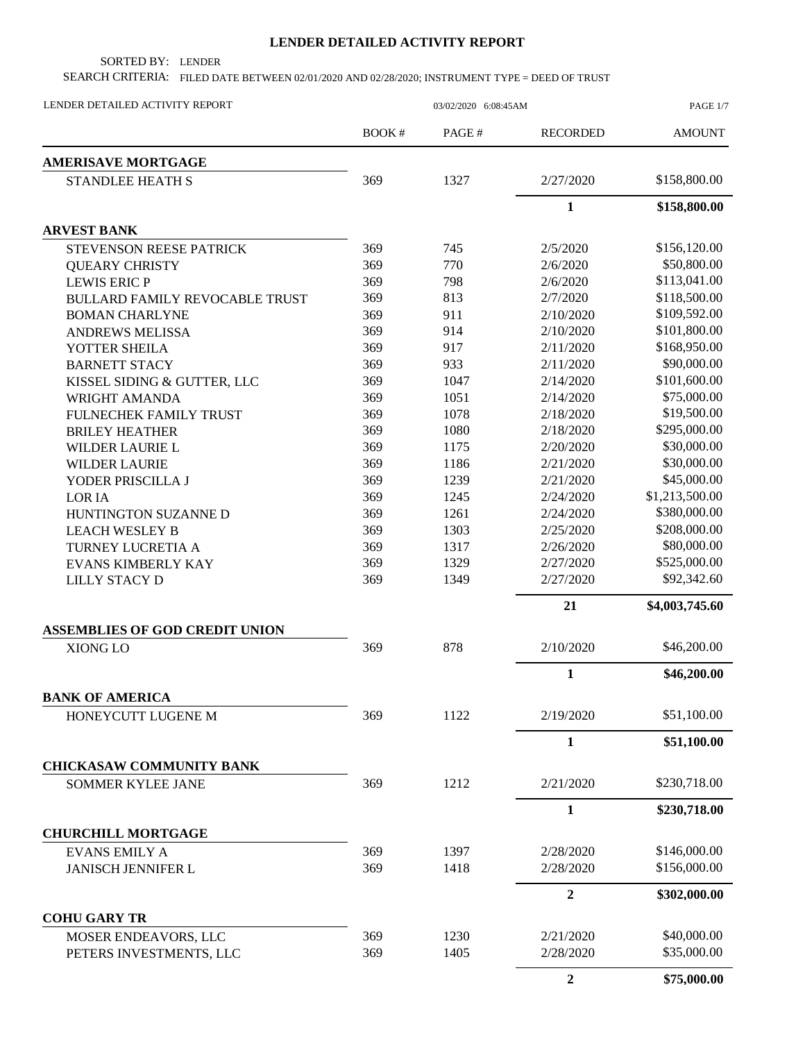# LENDER DETAILED ACTIVITY REPORT

SORTED BY: LENDER

SEARCH CRITERIA: FILED DATE BETWEEN 02/01/2020 AND 02/28/2020; INSTRUMENT TYPE = DEED OF TRUST

LENDER DETAILED ACTIVITY REPORT — 03/02/2020 6:08:45AM

| | BOOK # | PAGE # | RECORDED | AMOUNT |
|---|---|---|---|---|
| **AMERISAVE MORTGAGE** | | | | |
| STANDLEE HEATH S | 369 | 1327 | 2/27/2020 | $158,800.00 |
| | | | **1** | **$158,800.00** |
| **ARVEST BANK** | | | | |
| STEVENSON REESE PATRICK | 369 | 745 | 2/5/2020 | $156,120.00 |
| QUEARY CHRISTY | 369 | 770 | 2/6/2020 | $50,800.00 |
| LEWIS ERIC P | 369 | 798 | 2/6/2020 | $113,041.00 |
| BULLARD FAMILY REVOCABLE TRUST | 369 | 813 | 2/7/2020 | $118,500.00 |
| BOMAN CHARLYNE | 369 | 911 | 2/10/2020 | $109,592.00 |
| ANDREWS MELISSA | 369 | 914 | 2/10/2020 | $101,800.00 |
| YOTTER SHEILA | 369 | 917 | 2/11/2020 | $168,950.00 |
| BARNETT STACY | 369 | 933 | 2/11/2020 | $90,000.00 |
| KISSEL SIDING & GUTTER, LLC | 369 | 1047 | 2/14/2020 | $101,600.00 |
| WRIGHT AMANDA | 369 | 1051 | 2/14/2020 | $75,000.00 |
| FULNECHEK FAMILY TRUST | 369 | 1078 | 2/18/2020 | $19,500.00 |
| BRILEY HEATHER | 369 | 1080 | 2/18/2020 | $295,000.00 |
| WILDER LAURIE L | 369 | 1175 | 2/20/2020 | $30,000.00 |
| WILDER LAURIE | 369 | 1186 | 2/21/2020 | $30,000.00 |
| YODER PRISCILLA J | 369 | 1239 | 2/21/2020 | $45,000.00 |
| LOR IA | 369 | 1245 | 2/24/2020 | $1,213,500.00 |
| HUNTINGTON SUZANNE D | 369 | 1261 | 2/24/2020 | $380,000.00 |
| LEACH WESLEY B | 369 | 1303 | 2/25/2020 | $208,000.00 |
| TURNEY LUCRETIA A | 369 | 1317 | 2/26/2020 | $80,000.00 |
| EVANS KIMBERLY KAY | 369 | 1329 | 2/27/2020 | $525,000.00 |
| LILLY STACY D | 369 | 1349 | 2/27/2020 | $92,342.60 |
| | | | **21** | **$4,003,745.60** |
| **ASSEMBLIES OF GOD CREDIT UNION** | | | | |
| XIONG LO | 369 | 878 | 2/10/2020 | $46,200.00 |
| | | | **1** | **$46,200.00** |
| **BANK OF AMERICA** | | | | |
| HONEYCUTT LUGENE M | 369 | 1122 | 2/19/2020 | $51,100.00 |
| | | | **1** | **$51,100.00** |
| **CHICKASAW COMMUNITY BANK** | | | | |
| SOMMER KYLEE JANE | 369 | 1212 | 2/21/2020 | $230,718.00 |
| | | | **1** | **$230,718.00** |
| **CHURCHILL MORTGAGE** | | | | |
| EVANS EMILY A | 369 | 1397 | 2/28/2020 | $146,000.00 |
| JANISCH JENNIFER L | 369 | 1418 | 2/28/2020 | $156,000.00 |
| | | | **2** | **$302,000.00** |
| **COHU GARY TR** | | | | |
| MOSER ENDEAVORS, LLC | 369 | 1230 | 2/21/2020 | $40,000.00 |
| PETERS INVESTMENTS, LLC | 369 | 1405 | 2/28/2020 | $35,000.00 |
| | | | **2** | **$75,000.00** |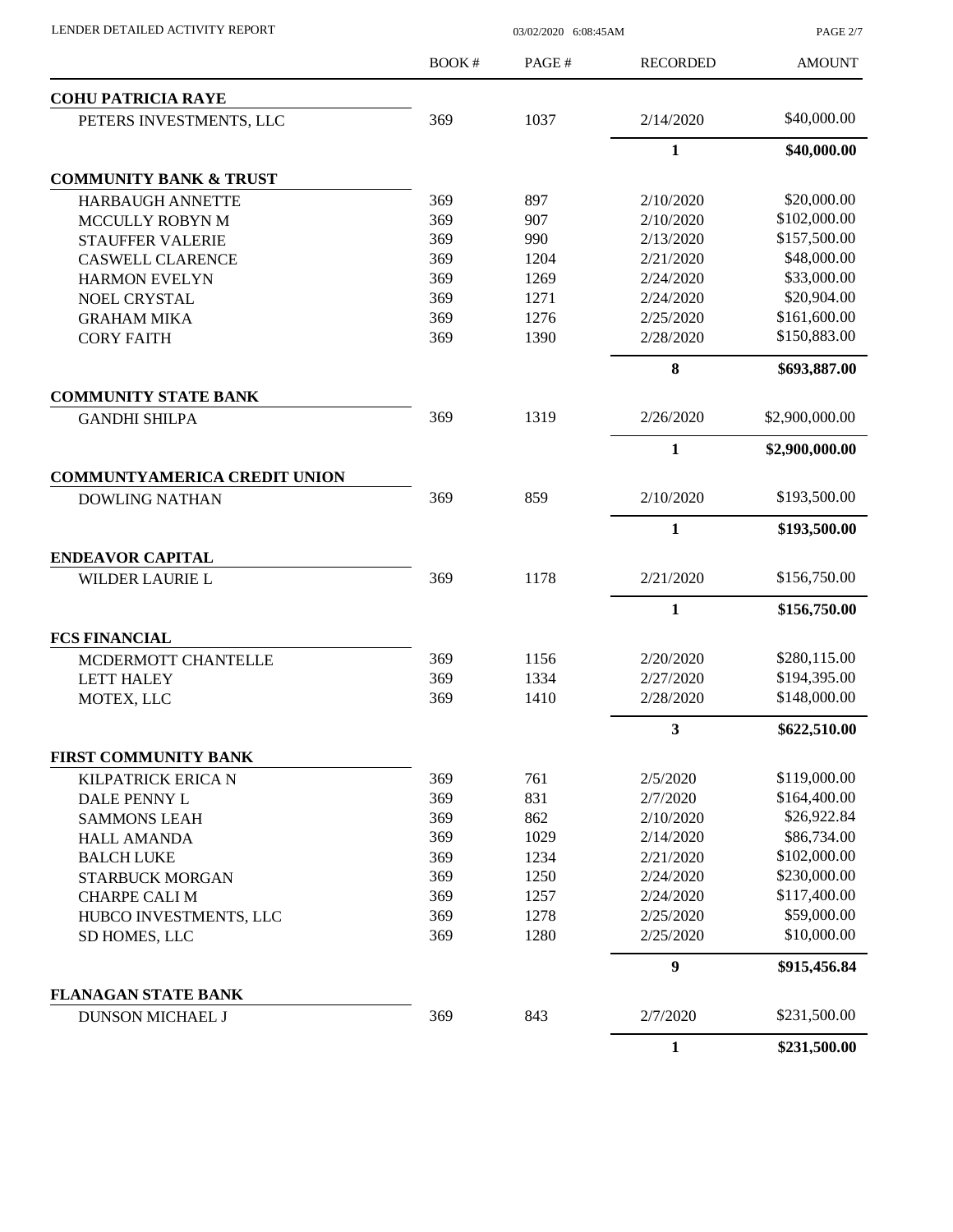| | BOOK # | PAGE # | RECORDED | AMOUNT |
|---|---|---|---|---|
| **COHU PATRICIA RAYE** | | | | |
| PETERS INVESTMENTS, LLC | 369 | 1037 | 2/14/2020 | $40,000.00 |
| | | | **1** | **$40,000.00** |
| **COMMUNITY BANK & TRUST** | | | | |
| HARBAUGH ANNETTE | 369 | 897 | 2/10/2020 | $20,000.00 |
| MCCULLY ROBYN M | 369 | 907 | 2/10/2020 | $102,000.00 |
| STAUFFER VALERIE | 369 | 990 | 2/13/2020 | $157,500.00 |
| CASWELL CLARENCE | 369 | 1204 | 2/21/2020 | $48,000.00 |
| HARMON EVELYN | 369 | 1269 | 2/24/2020 | $33,000.00 |
| NOEL CRYSTAL | 369 | 1271 | 2/24/2020 | $20,904.00 |
| GRAHAM MIKA | 369 | 1276 | 2/25/2020 | $161,600.00 |
| CORY FAITH | 369 | 1390 | 2/28/2020 | $150,883.00 |
| | | | **8** | **$693,887.00** |
| **COMMUNITY STATE BANK** | | | | |
| GANDHI SHILPA | 369 | 1319 | 2/26/2020 | $2,900,000.00 |
| | | | **1** | **$2,900,000.00** |
| **COMMUNTYAMERICA CREDIT UNION** | | | | |
| DOWLING NATHAN | 369 | 859 | 2/10/2020 | $193,500.00 |
| | | | **1** | **$193,500.00** |
| **ENDEAVOR CAPITAL** | | | | |
| WILDER LAURIE L | 369 | 1178 | 2/21/2020 | $156,750.00 |
| | | | **1** | **$156,750.00** |
| **FCS FINANCIAL** | | | | |
| MCDERMOTT CHANTELLE | 369 | 1156 | 2/20/2020 | $280,115.00 |
| LETT HALEY | 369 | 1334 | 2/27/2020 | $194,395.00 |
| MOTEX, LLC | 369 | 1410 | 2/28/2020 | $148,000.00 |
| | | | **3** | **$622,510.00** |
| **FIRST COMMUNITY BANK** | | | | |
| KILPATRICK ERICA N | 369 | 761 | 2/5/2020 | $119,000.00 |
| DALE PENNY L | 369 | 831 | 2/7/2020 | $164,400.00 |
| SAMMONS LEAH | 369 | 862 | 2/10/2020 | $26,922.84 |
| HALL AMANDA | 369 | 1029 | 2/14/2020 | $86,734.00 |
| BALCH LUKE | 369 | 1234 | 2/21/2020 | $102,000.00 |
| STARBUCK MORGAN | 369 | 1250 | 2/24/2020 | $230,000.00 |
| CHARPE CALI M | 369 | 1257 | 2/24/2020 | $117,400.00 |
| HUBCO INVESTMENTS, LLC | 369 | 1278 | 2/25/2020 | $59,000.00 |
| SD HOMES, LLC | 369 | 1280 | 2/25/2020 | $10,000.00 |
| | | | **9** | **$915,456.84** |
| **FLANAGAN STATE BANK** | | | | |
| DUNSON MICHAEL J | 369 | 843 | 2/7/2020 | $231,500.00 |
| | | | **1** | **$231,500.00** |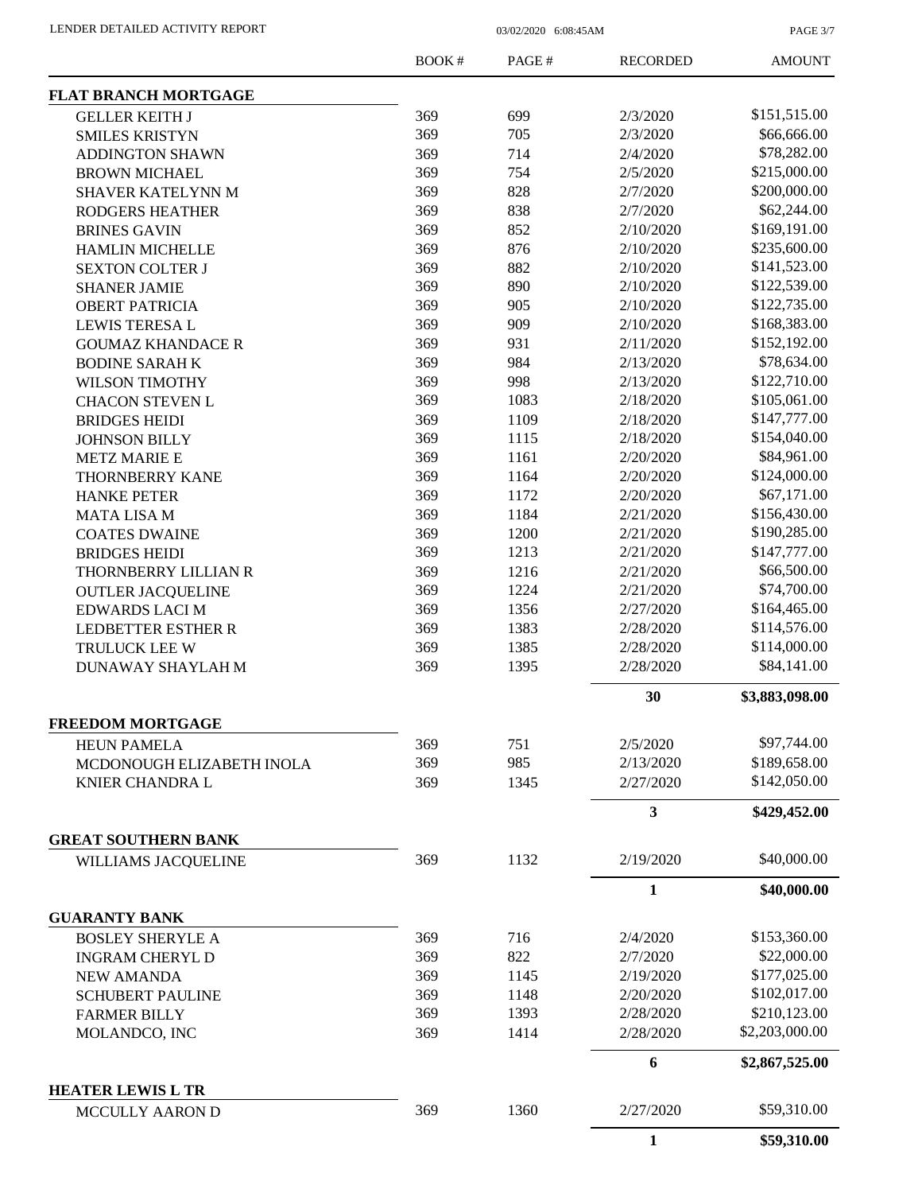| | BOOK # | PAGE # | RECORDED | AMOUNT |
|---|---|---|---|---|
| **FLAT BRANCH MORTGAGE** | | | | |
| GELLER KEITH J | 369 | 699 | 2/3/2020 | \$151,515.00 |
| SMILES KRISTYN | 369 | 705 | 2/3/2020 | \$66,666.00 |
| ADDINGTON SHAWN | 369 | 714 | 2/4/2020 | \$78,282.00 |
| BROWN MICHAEL | 369 | 754 | 2/5/2020 | \$215,000.00 |
| SHAVER KATELYNN M | 369 | 828 | 2/7/2020 | \$200,000.00 |
| RODGERS HEATHER | 369 | 838 | 2/7/2020 | \$62,244.00 |
| BRINES GAVIN | 369 | 852 | 2/10/2020 | \$169,191.00 |
| HAMLIN MICHELLE | 369 | 876 | 2/10/2020 | \$235,600.00 |
| SEXTON COLTER J | 369 | 882 | 2/10/2020 | \$141,523.00 |
| SHANER JAMIE | 369 | 890 | 2/10/2020 | \$122,539.00 |
| OBERT PATRICIA | 369 | 905 | 2/10/2020 | \$122,735.00 |
| LEWIS TERESA L | 369 | 909 | 2/10/2020 | \$168,383.00 |
| GOUMAZ KHANDACE R | 369 | 931 | 2/11/2020 | \$152,192.00 |
| BODINE SARAH K | 369 | 984 | 2/13/2020 | \$78,634.00 |
| WILSON TIMOTHY | 369 | 998 | 2/13/2020 | \$122,710.00 |
| CHACON STEVEN L | 369 | 1083 | 2/18/2020 | \$105,061.00 |
| BRIDGES HEIDI | 369 | 1109 | 2/18/2020 | \$147,777.00 |
| JOHNSON BILLY | 369 | 1115 | 2/18/2020 | \$154,040.00 |
| METZ MARIE E | 369 | 1161 | 2/20/2020 | \$84,961.00 |
| THORNBERRY KANE | 369 | 1164 | 2/20/2020 | \$124,000.00 |
| HANKE PETER | 369 | 1172 | 2/20/2020 | \$67,171.00 |
| MATA LISA M | 369 | 1184 | 2/21/2020 | \$156,430.00 |
| COATES DWAINE | 369 | 1200 | 2/21/2020 | \$190,285.00 |
| BRIDGES HEIDI | 369 | 1213 | 2/21/2020 | \$147,777.00 |
| THORNBERRY LILLIAN R | 369 | 1216 | 2/21/2020 | \$66,500.00 |
| OUTLER JACQUELINE | 369 | 1224 | 2/21/2020 | \$74,700.00 |
| EDWARDS LACI M | 369 | 1356 | 2/27/2020 | \$164,465.00 |
| LEDBETTER ESTHER R | 369 | 1383 | 2/28/2020 | \$114,576.00 |
| TRULUCK LEE W | 369 | 1385 | 2/28/2020 | \$114,000.00 |
| DUNAWAY SHAYLAH M | 369 | 1395 | 2/28/2020 | \$84,141.00 |
| | | | **30** | **\$3,883,098.00** |
| **FREEDOM MORTGAGE** | | | | |
| HEUN PAMELA | 369 | 751 | 2/5/2020 | \$97,744.00 |
| MCDONOUGH ELIZABETH INOLA | 369 | 985 | 2/13/2020 | \$189,658.00 |
| KNIER CHANDRA L | 369 | 1345 | 2/27/2020 | \$142,050.00 |
| | | | **3** | **\$429,452.00** |
| **GREAT SOUTHERN BANK** | | | | |
| WILLIAMS JACQUELINE | 369 | 1132 | 2/19/2020 | \$40,000.00 |
| | | | **1** | **\$40,000.00** |
| **GUARANTY BANK** | | | | |
| BOSLEY SHERYLE A | 369 | 716 | 2/4/2020 | \$153,360.00 |
| INGRAM CHERYL D | 369 | 822 | 2/7/2020 | \$22,000.00 |
| NEW AMANDA | 369 | 1145 | 2/19/2020 | \$177,025.00 |
| SCHUBERT PAULINE | 369 | 1148 | 2/20/2020 | \$102,017.00 |
| FARMER BILLY | 369 | 1393 | 2/28/2020 | \$210,123.00 |
| MOLANDCO, INC | 369 | 1414 | 2/28/2020 | \$2,203,000.00 |
| | | | **6** | **\$2,867,525.00** |
| **HEATER LEWIS L TR** | | | | |
| MCCULLY AARON D | 369 | 1360 | 2/27/2020 | \$59,310.00 |
| | | | **1** | **\$59,310.00** |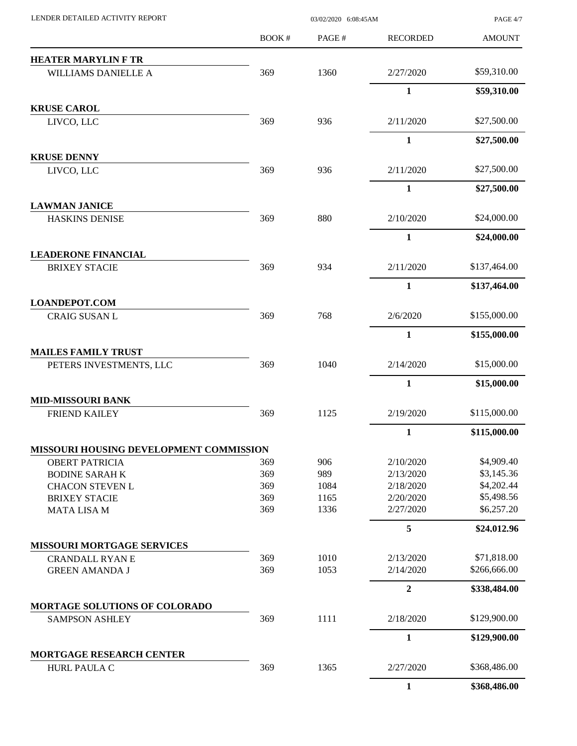LENDER DETAILED ACTIVITY REPORT 03/02/2020 6:08:45AM

| | BOOK # | PAGE # | RECORDED | AMOUNT |
|---|---|---|---|---|
| **HEATER MARYLIN F TR** | | | | |
| WILLIAMS DANIELLE A | 369 | 1360 | 2/27/2020 | $59,310.00 |
| | | | **1** | **$59,310.00** |
| **KRUSE CAROL** | | | | |
| LIVCO, LLC | 369 | 936 | 2/11/2020 | $27,500.00 |
| | | | **1** | **$27,500.00** |
| **KRUSE DENNY** | | | | |
| LIVCO, LLC | 369 | 936 | 2/11/2020 | $27,500.00 |
| | | | **1** | **$27,500.00** |
| **LAWMAN JANICE** | | | | |
| HASKINS DENISE | 369 | 880 | 2/10/2020 | $24,000.00 |
| | | | **1** | **$24,000.00** |
| **LEADERONE FINANCIAL** | | | | |
| BRIXEY STACIE | 369 | 934 | 2/11/2020 | $137,464.00 |
| | | | **1** | **$137,464.00** |
| **LOANDEPOT.COM** | | | | |
| CRAIG SUSAN L | 369 | 768 | 2/6/2020 | $155,000.00 |
| | | | **1** | **$155,000.00** |
| **MAILES FAMILY TRUST** | | | | |
| PETERS INVESTMENTS, LLC | 369 | 1040 | 2/14/2020 | $15,000.00 |
| | | | **1** | **$15,000.00** |
| **MID-MISSOURI BANK** | | | | |
| FRIEND KAILEY | 369 | 1125 | 2/19/2020 | $115,000.00 |
| | | | **1** | **$115,000.00** |
| **MISSOURI HOUSING DEVELOPMENT COMMISSION** | | | | |
| OBERT PATRICIA | 369 | 906 | 2/10/2020 | $4,909.40 |
| BODINE SARAH K | 369 | 989 | 2/13/2020 | $3,145.36 |
| CHACON STEVEN L | 369 | 1084 | 2/18/2020 | $4,202.44 |
| BRIXEY STACIE | 369 | 1165 | 2/20/2020 | $5,498.56 |
| MATA LISA M | 369 | 1336 | 2/27/2020 | $6,257.20 |
| | | | **5** | **$24,012.96** |
| **MISSOURI MORTGAGE SERVICES** | | | | |
| CRANDALL RYAN E | 369 | 1010 | 2/13/2020 | $71,818.00 |
| GREEN AMANDA J | 369 | 1053 | 2/14/2020 | $266,666.00 |
| | | | **2** | **$338,484.00** |
| **MORTAGE SOLUTIONS OF COLORADO** | | | | |
| SAMPSON ASHLEY | 369 | 1111 | 2/18/2020 | $129,900.00 |
| | | | **1** | **$129,900.00** |
| **MORTGAGE RESEARCH CENTER** | | | | |
| HURL PAULA C | 369 | 1365 | 2/27/2020 | $368,486.00 |
| | | | **1** | **$368,486.00** |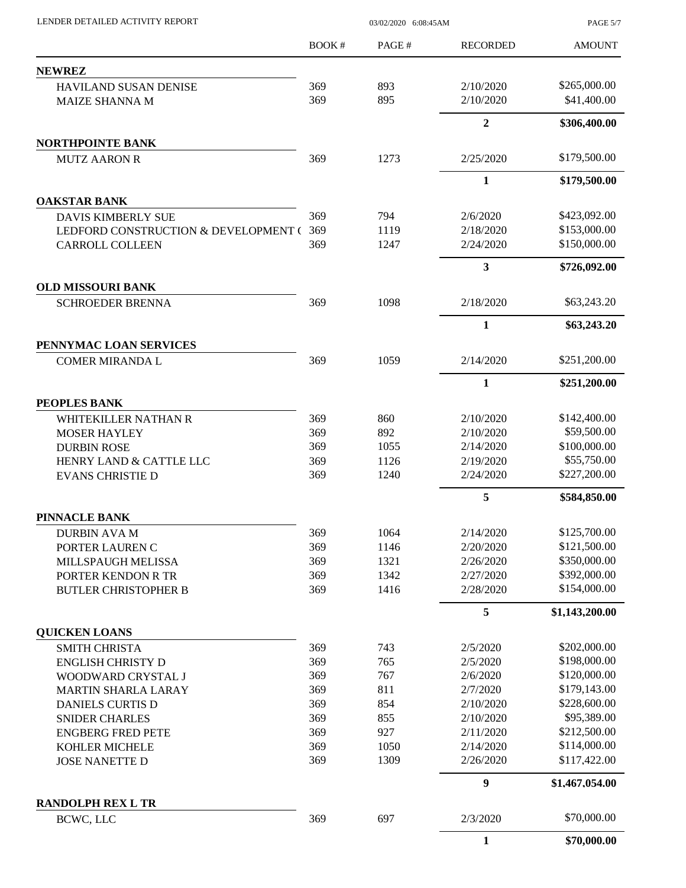LENDER DETAILED ACTIVITY REPORT 03/02/2020 6:08:45AM

| | BOOK # | PAGE # | RECORDED | AMOUNT |
|---|---|---|---|---|
| **NEWREZ** | | | | |
| HAVILAND SUSAN DENISE | 369 | 893 | 2/10/2020 | $265,000.00 |
| MAIZE SHANNA M | 369 | 895 | 2/10/2020 | $41,400.00 |
| | | | **2** | **$306,400.00** |
| **NORTHPOINTE BANK** | | | | |
| MUTZ AARON R | 369 | 1273 | 2/25/2020 | $179,500.00 |
| | | | **1** | **$179,500.00** |
| **OAKSTAR BANK** | | | | |
| DAVIS KIMBERLY SUE | 369 | 794 | 2/6/2020 | $423,092.00 |
| LEDFORD CONSTRUCTION & DEVELOPMENT ( | 369 | 1119 | 2/18/2020 | $153,000.00 |
| CARROLL COLLEEN | 369 | 1247 | 2/24/2020 | $150,000.00 |
| | | | **3** | **$726,092.00** |
| **OLD MISSOURI BANK** | | | | |
| SCHROEDER BRENNA | 369 | 1098 | 2/18/2020 | $63,243.20 |
| | | | **1** | **$63,243.20** |
| **PENNYMAC LOAN SERVICES** | | | | |
| COMER MIRANDA L | 369 | 1059 | 2/14/2020 | $251,200.00 |
| | | | **1** | **$251,200.00** |
| **PEOPLES BANK** | | | | |
| WHITEKILLER NATHAN R | 369 | 860 | 2/10/2020 | $142,400.00 |
| MOSER HAYLEY | 369 | 892 | 2/10/2020 | $59,500.00 |
| DURBIN ROSE | 369 | 1055 | 2/14/2020 | $100,000.00 |
| HENRY LAND & CATTLE LLC | 369 | 1126 | 2/19/2020 | $55,750.00 |
| EVANS CHRISTIE D | 369 | 1240 | 2/24/2020 | $227,200.00 |
| | | | **5** | **$584,850.00** |
| **PINNACLE BANK** | | | | |
| DURBIN AVA M | 369 | 1064 | 2/14/2020 | $125,700.00 |
| PORTER LAUREN C | 369 | 1146 | 2/20/2020 | $121,500.00 |
| MILLSPAUGH MELISSA | 369 | 1321 | 2/26/2020 | $350,000.00 |
| PORTER KENDON R TR | 369 | 1342 | 2/27/2020 | $392,000.00 |
| BUTLER CHRISTOPHER B | 369 | 1416 | 2/28/2020 | $154,000.00 |
| | | | **5** | **$1,143,200.00** |
| **QUICKEN LOANS** | | | | |
| SMITH CHRISTA | 369 | 743 | 2/5/2020 | $202,000.00 |
| ENGLISH CHRISTY D | 369 | 765 | 2/5/2020 | $198,000.00 |
| WOODWARD CRYSTAL J | 369 | 767 | 2/6/2020 | $120,000.00 |
| MARTIN SHARLA LARAY | 369 | 811 | 2/7/2020 | $179,143.00 |
| DANIELS CURTIS D | 369 | 854 | 2/10/2020 | $228,600.00 |
| SNIDER CHARLES | 369 | 855 | 2/10/2020 | $95,389.00 |
| ENGBERG FRED PETE | 369 | 927 | 2/11/2020 | $212,500.00 |
| KOHLER MICHELE | 369 | 1050 | 2/14/2020 | $114,000.00 |
| JOSE NANETTE D | 369 | 1309 | 2/26/2020 | $117,422.00 |
| | | | **9** | **$1,467,054.00** |
| **RANDOLPH REX L TR** | | | | |
| BCWC, LLC | 369 | 697 | 2/3/2020 | $70,000.00 |
| | | | **1** | **$70,000.00** |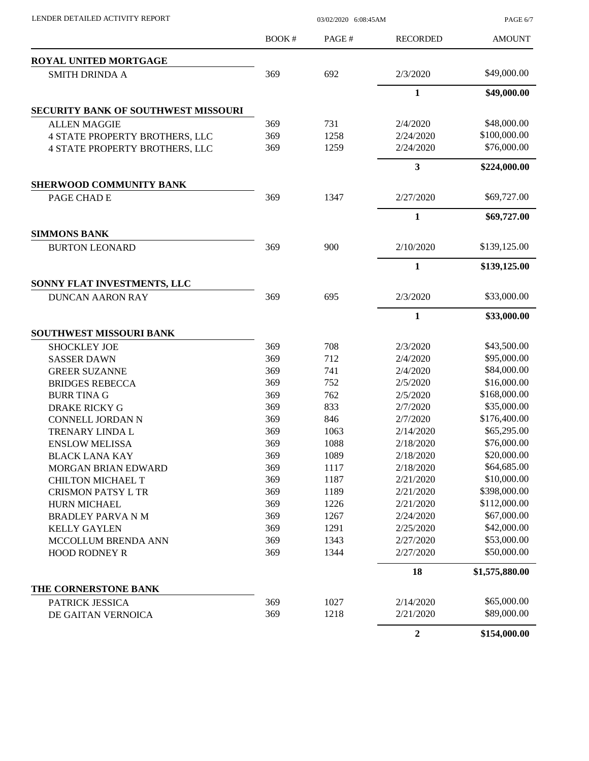| | BOOK # | PAGE # | RECORDED | AMOUNT |
|---|---|---|---|---|
| **ROYAL UNITED MORTGAGE** | | | | |
| SMITH DRINDA A | 369 | 692 | 2/3/2020 | $49,000.00 |
| | | | **1** | **$49,000.00** |
| **SECURITY BANK OF SOUTHWEST MISSOURI** | | | | |
| ALLEN MAGGIE | 369 | 731 | 2/4/2020 | $48,000.00 |
| 4 STATE PROPERTY BROTHERS, LLC | 369 | 1258 | 2/24/2020 | $100,000.00 |
| 4 STATE PROPERTY BROTHERS, LLC | 369 | 1259 | 2/24/2020 | $76,000.00 |
| | | | **3** | **$224,000.00** |
| **SHERWOOD COMMUNITY BANK** | | | | |
| PAGE CHAD E | 369 | 1347 | 2/27/2020 | $69,727.00 |
| | | | **1** | **$69,727.00** |
| **SIMMONS BANK** | | | | |
| BURTON LEONARD | 369 | 900 | 2/10/2020 | $139,125.00 |
| | | | **1** | **$139,125.00** |
| **SONNY FLAT INVESTMENTS, LLC** | | | | |
| DUNCAN AARON RAY | 369 | 695 | 2/3/2020 | $33,000.00 |
| | | | **1** | **$33,000.00** |
| **SOUTHWEST MISSOURI BANK** | | | | |
| SHOCKLEY JOE | 369 | 708 | 2/3/2020 | $43,500.00 |
| SASSER DAWN | 369 | 712 | 2/4/2020 | $95,000.00 |
| GREER SUZANNE | 369 | 741 | 2/4/2020 | $84,000.00 |
| BRIDGES REBECCA | 369 | 752 | 2/5/2020 | $16,000.00 |
| BURR TINA G | 369 | 762 | 2/5/2020 | $168,000.00 |
| DRAKE RICKY G | 369 | 833 | 2/7/2020 | $35,000.00 |
| CONNELL JORDAN N | 369 | 846 | 2/7/2020 | $176,400.00 |
| TRENARY LINDA L | 369 | 1063 | 2/14/2020 | $65,295.00 |
| ENSLOW MELISSA | 369 | 1088 | 2/18/2020 | $76,000.00 |
| BLACK LANA KAY | 369 | 1089 | 2/18/2020 | $20,000.00 |
| MORGAN BRIAN EDWARD | 369 | 1117 | 2/18/2020 | $64,685.00 |
| CHILTON MICHAEL T | 369 | 1187 | 2/21/2020 | $10,000.00 |
| CRISMON PATSY L TR | 369 | 1189 | 2/21/2020 | $398,000.00 |
| HURN MICHAEL | 369 | 1226 | 2/21/2020 | $112,000.00 |
| BRADLEY PARVA N M | 369 | 1267 | 2/24/2020 | $67,000.00 |
| KELLY GAYLEN | 369 | 1291 | 2/25/2020 | $42,000.00 |
| MCCOLLUM BRENDA ANN | 369 | 1343 | 2/27/2020 | $53,000.00 |
| HOOD RODNEY R | 369 | 1344 | 2/27/2020 | $50,000.00 |
| | | | **18** | **$1,575,880.00** |
| **THE CORNERSTONE BANK** | | | | |
| PATRICK JESSICA | 369 | 1027 | 2/14/2020 | $65,000.00 |
| DE GAITAN VERNOICA | 369 | 1218 | 2/21/2020 | $89,000.00 |
| | | | **2** | **$154,000.00** |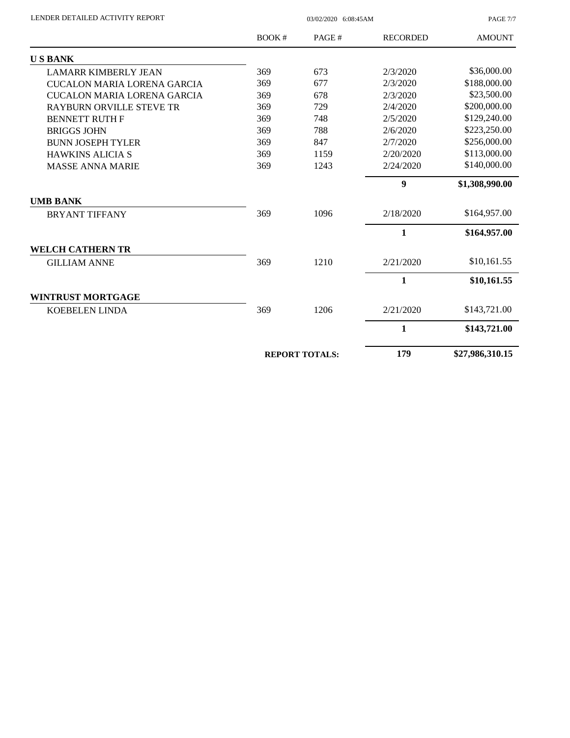| | BOOK # | PAGE # | RECORDED | AMOUNT |
|---|---|---|---|---|
| **U S BANK** | | | | |
| LAMARR KIMBERLY JEAN | 369 | 673 | 2/3/2020 | $36,000.00 |
| CUCALON MARIA LORENA GARCIA | 369 | 677 | 2/3/2020 | $188,000.00 |
| CUCALON MARIA LORENA GARCIA | 369 | 678 | 2/3/2020 | $23,500.00 |
| RAYBURN ORVILLE STEVE TR | 369 | 729 | 2/4/2020 | $200,000.00 |
| BENNETT RUTH F | 369 | 748 | 2/5/2020 | $129,240.00 |
| BRIGGS JOHN | 369 | 788 | 2/6/2020 | $223,250.00 |
| BUNN JOSEPH TYLER | 369 | 847 | 2/7/2020 | $256,000.00 |
| HAWKINS ALICIA S | 369 | 1159 | 2/20/2020 | $113,000.00 |
| MASSE ANNA MARIE | 369 | 1243 | 2/24/2020 | $140,000.00 |
| | | | **9** | **$1,308,990.00** |
| **UMB BANK** | | | | |
| BRYANT TIFFANY | 369 | 1096 | 2/18/2020 | $164,957.00 |
| | | | **1** | **$164,957.00** |
| **WELCH CATHERN TR** | | | | |
| GILLIAM ANNE | 369 | 1210 | 2/21/2020 | $10,161.55 |
| | | | **1** | **$10,161.55** |
| **WINTRUST MORTGAGE** | | | | |
| KOEBELEN LINDA | 369 | 1206 | 2/21/2020 | $143,721.00 |
| | | | **1** | **$143,721.00** |
| | **REPORT TOTALS:** | | **179** | **$27,986,310.15** |